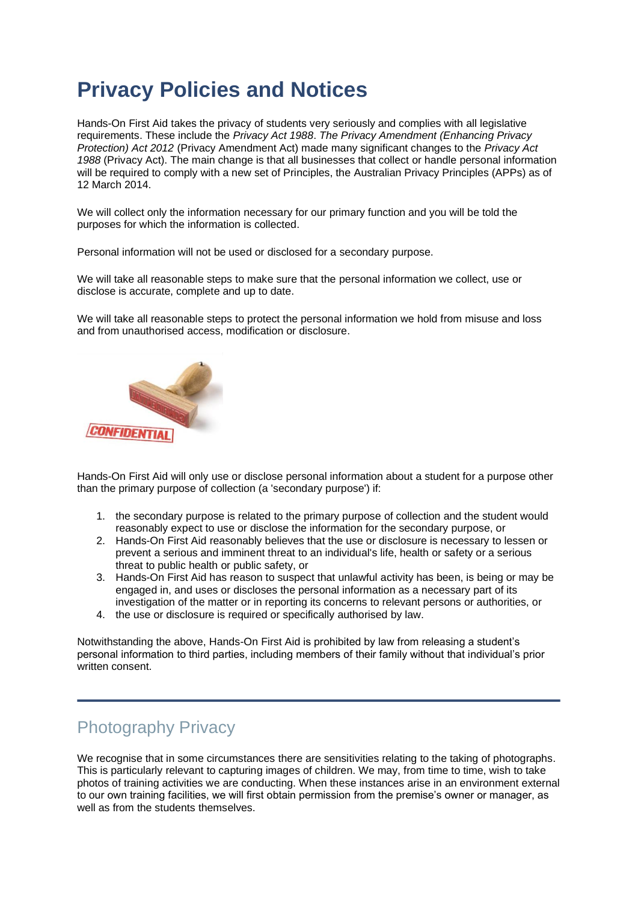# Privacy Policies and Notices

Hands-On First Aid takes the privacy of students very seriously and complies with all legislative requirements. These include the *Privacy Act 1988*. *The Privacy Amendment (Enhancing Privacy Protection) Act 2012* (Privacy Amendment Act) made many significant changes to the *Privacy Act 1988* (Privacy Act). The main change is that all businesses that collect or handle personal information will be required to comply with a new set of Principles, the Australian Privacy Principles (APPs) as of 12 March 2014.

We will collect only the information necessary for our primary function and you will be told the purposes for which the information is collected.

Personal information will not be used or disclosed for a secondary purpose.

We will take all reasonable steps to make sure that the personal information we collect, use or disclose is accurate, complete and up to date.

We will take all reasonable steps to protect the personal information we hold from misuse and loss and from unauthorised access, modification or disclosure.

Hands-On First Aid will only use or disclose personal information about a student for a purpose other than the primary purpose of collection (a 'secondary purpose') if:

1. the secondary purpose is related to the primary purpose of collection and the student would reasonably expect to use or disclose the information for the secondary purpose, or
2. Hands-On First Aid reasonably believes that the use or disclosure is necessary to lessen or prevent a serious and imminent threat to an individual's life, health or safety or a serious threat to public health or public safety, or
3. Hands-On First Aid has reason to suspect that unlawful activity has been, is being or may be engaged in, and uses or discloses the personal information as a necessary part of its investigation of the matter or in reporting its concerns to relevant persons or authorities, or
4. the use or disclosure is required or specifically authorised by law.

Notwithstanding the above, Hands-On First Aid is prohibited by law from releasing a student's personal information to third parties, including members of their family without that individual's prior written consent.

---

## Photography Privacy

We recognise that in some circumstances there are sensitivities relating to the taking of photographs. This is particularly relevant to capturing images of children. We may, from time to time, wish to take photos of training activities we are conducting. When these instances arise in an environment external to our own training facilities, we will first obtain permission from the premise's owner or manager, as well as from the students themselves.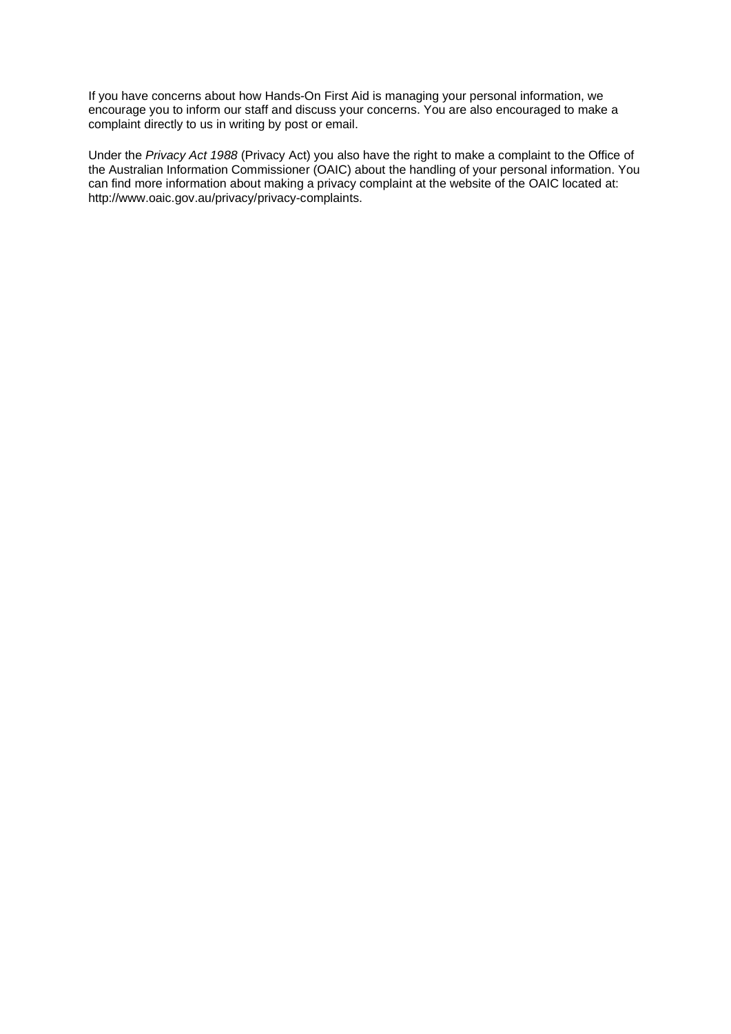If you have concerns about how Hands-On First Aid is managing your personal information, we encourage you to inform our staff and discuss your concerns. You are also encouraged to make a complaint directly to us in writing by post or email.

Under the *Privacy Act 1988* (Privacy Act) you also have the right to make a complaint to the Office of the Australian Information Commissioner (OAIC) about the handling of your personal information. You can find more information about making a privacy complaint at the website of the OAIC located at: http://www.oaic.gov.au/privacy/privacy-complaints.